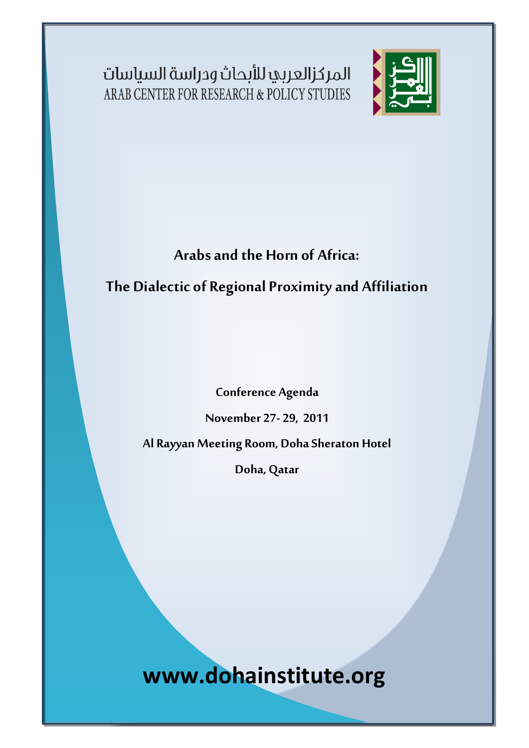المركزالعربي للأبحاث ودراسة السياسات
ARAB CENTER FOR RESEARCH & POLICY STUDIES

# Arabs and the Horn of Africa:

# The Dialectic of Regional Proximity and Affiliation

**Conference Agenda**

**November 27- 29, 2011**

**Al Rayyan Meeting Room, Doha Sheraton Hotel**

**Doha, Qatar**

**www.dohainstitute.org**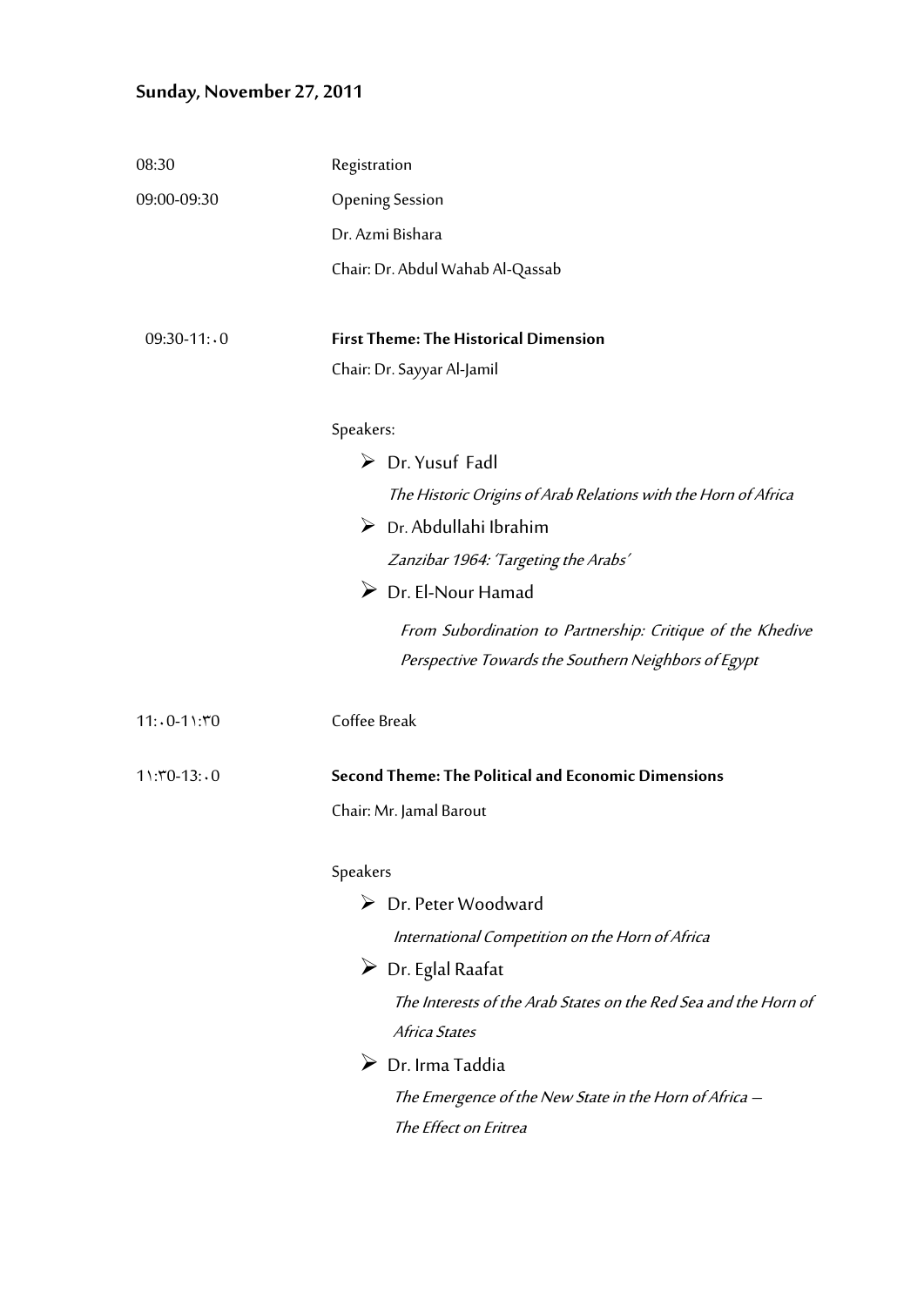## Sunday, November 27, 2011

| | |
|---|---|
| 08:30 | Registration |
| 09:00-09:30 | Opening Session<br>Dr. Azmi Bishara<br>Chair: Dr. Abdul Wahab Al-Qassab |
| 09:30-11:٠0 | **First Theme: The Historical Dimension**<br>Chair: Dr. Sayyar Al-Jamil |
| 11:٠0-1١:٣0 | Coffee Break |
| 1١:٣0-13:٠0 | **Second Theme: The Political and Economic Dimensions**<br>Chair: Mr. Jamal Barout |

### 09:30-11:٠0 First Theme: The Historical Dimension

Chair: Dr. Sayyar Al-Jamil

Speakers:

- Dr. Yusuf Fadl
  *The Historic Origins of Arab Relations with the Horn of Africa*
- Dr. Abdullahi Ibrahim
  *Zanzibar 1964: 'Targeting the Arabs'*
- Dr. El-Nour Hamad
  *From Subordination to Partnership: Critique of the Khedive Perspective Towards the Southern Neighbors of Egypt*

### 11:٠0-1١:٣0 Coffee Break

### 1١:٣0-13:٠0 Second Theme: The Political and Economic Dimensions

Chair: Mr. Jamal Barout

Speakers

- Dr. Peter Woodward
  *International Competition on the Horn of Africa*
- Dr. Eglal Raafat
  *The Interests of the Arab States on the Red Sea and the Horn of Africa States*
- Dr. Irma Taddia
  *The Emergence of the New State in the Horn of Africa – The Effect on Eritrea*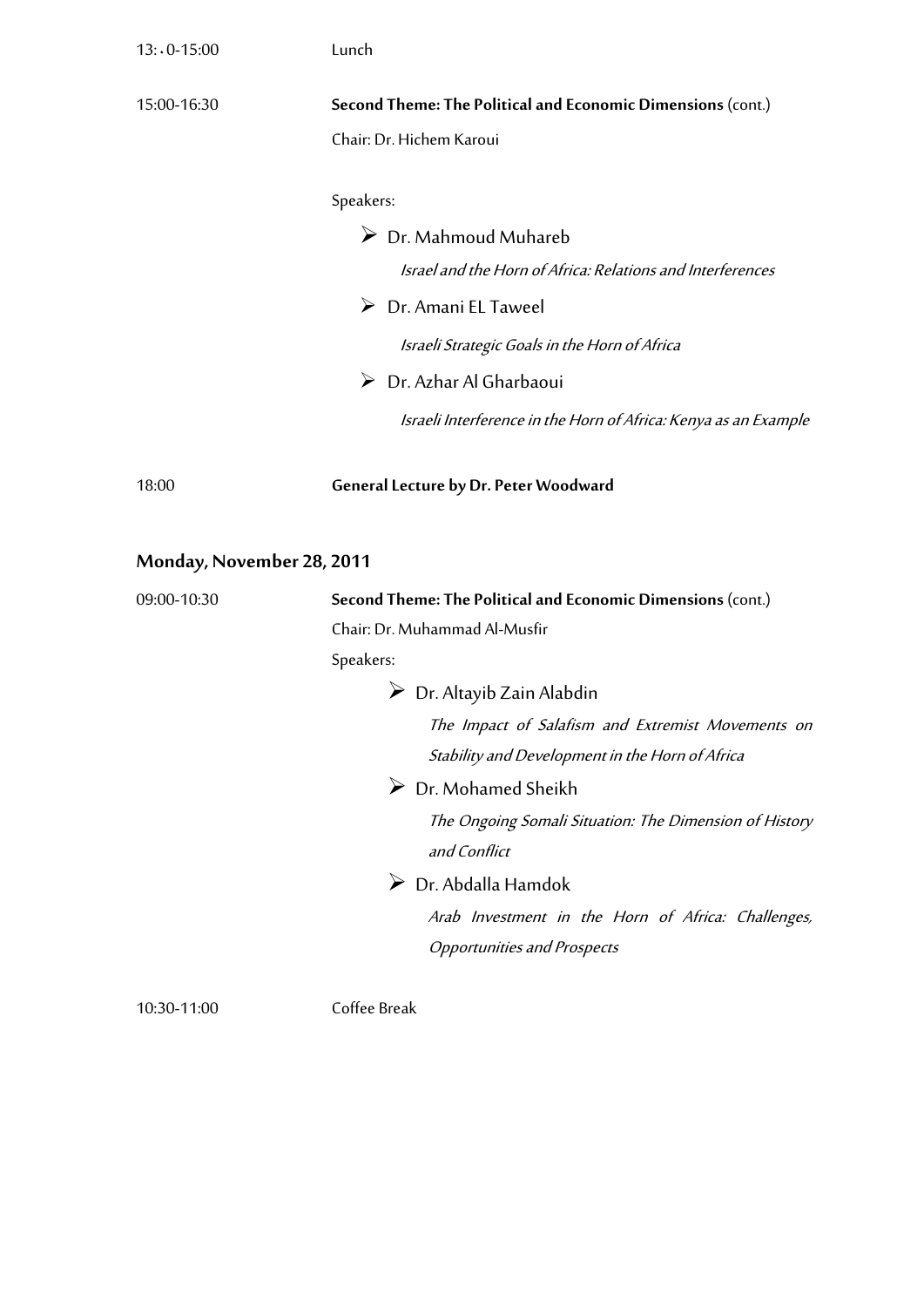13:٠0-15:00 Lunch

15:00-16:30 **Second Theme: The Political and Economic Dimensions** (cont.)

Chair: Dr. Hichem Karoui

Speakers:

- Dr. Mahmoud Muhareb
  *Israel and the Horn of Africa: Relations and Interferences*
- Dr. Amani EL Taweel
  *Israeli Strategic Goals in the Horn of Africa*
- Dr. Azhar Al Gharbaoui
  *Israeli Interference in the Horn of Africa: Kenya as an Example*

18:00 **General Lecture by Dr. Peter Woodward**

## Monday, November 28, 2011

09:00-10:30 **Second Theme: The Political and Economic Dimensions** (cont.)

Chair: Dr. Muhammad Al-Musfir

Speakers:

- Dr. Altayib Zain Alabdin
  *The Impact of Salafism and Extremist Movements on Stability and Development in the Horn of Africa*
- Dr. Mohamed Sheikh
  *The Ongoing Somali Situation: The Dimension of History and Conflict*
- Dr. Abdalla Hamdok
  *Arab Investment in the Horn of Africa: Challenges, Opportunities and Prospects*

10:30-11:00 Coffee Break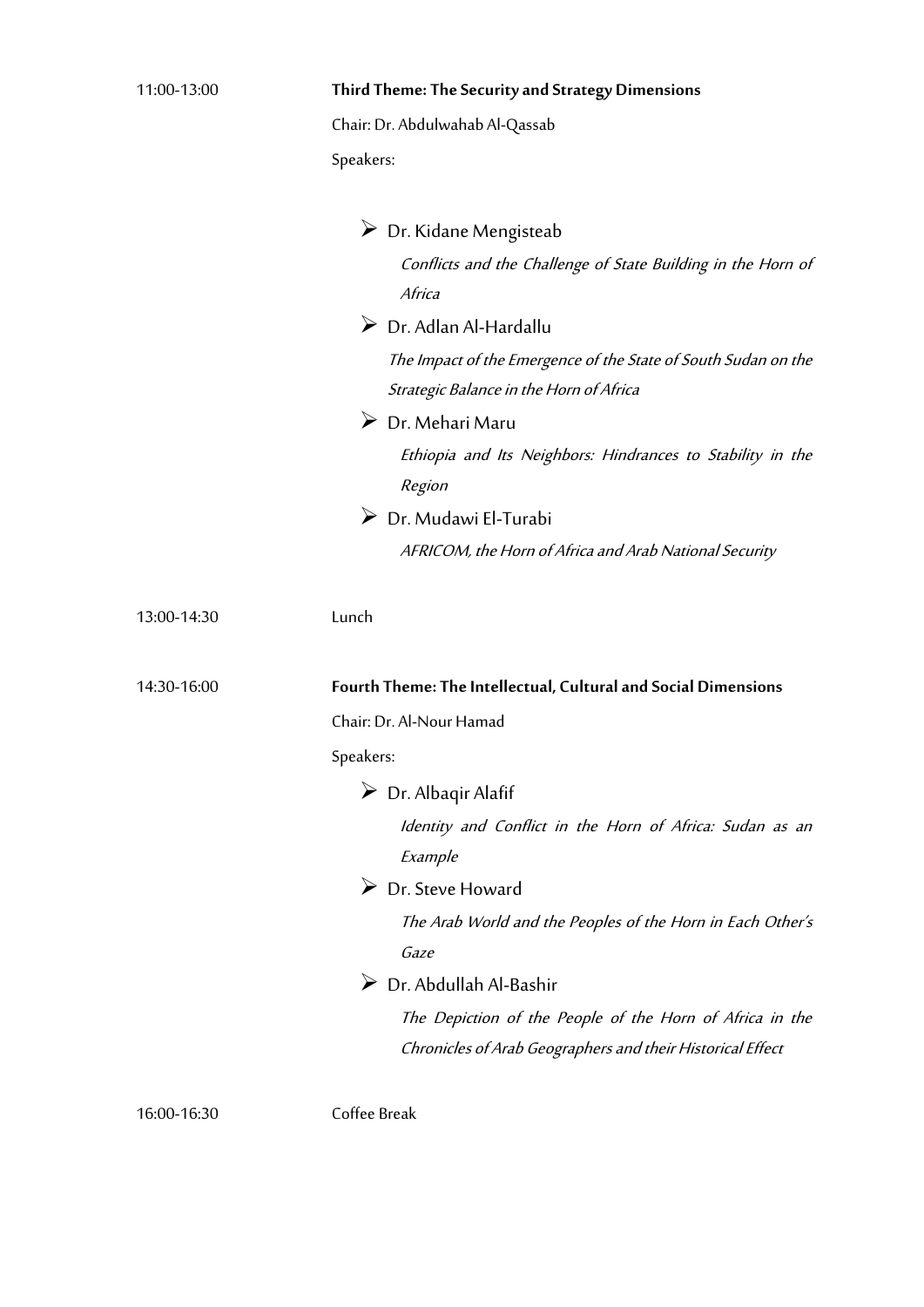11:00-13:00 **Third Theme: The Security and Strategy Dimensions**

Chair: Dr. Abdulwahab Al-Qassab

Speakers:

- Dr. Kidane Mengisteab

  *Conflicts and the Challenge of State Building in the Horn of Africa*

- Dr. Adlan Al-Hardallu

  *The Impact of the Emergence of the State of South Sudan on the Strategic Balance in the Horn of Africa*

- Dr. Mehari Maru

  *Ethiopia and Its Neighbors: Hindrances to Stability in the Region*

- Dr. Mudawi El-Turabi

  *AFRICOM, the Horn of Africa and Arab National Security*

13:00-14:30 Lunch

14:30-16:00 **Fourth Theme: The Intellectual, Cultural and Social Dimensions**

Chair: Dr. Al-Nour Hamad

Speakers:

- Dr. Albaqir Alafif

  *Identity and Conflict in the Horn of Africa: Sudan as an Example*

- Dr. Steve Howard

  *The Arab World and the Peoples of the Horn in Each Other's Gaze*

- Dr. Abdullah Al-Bashir

  *The Depiction of the People of the Horn of Africa in the Chronicles of Arab Geographers and their Historical Effect*

16:00-16:30 Coffee Break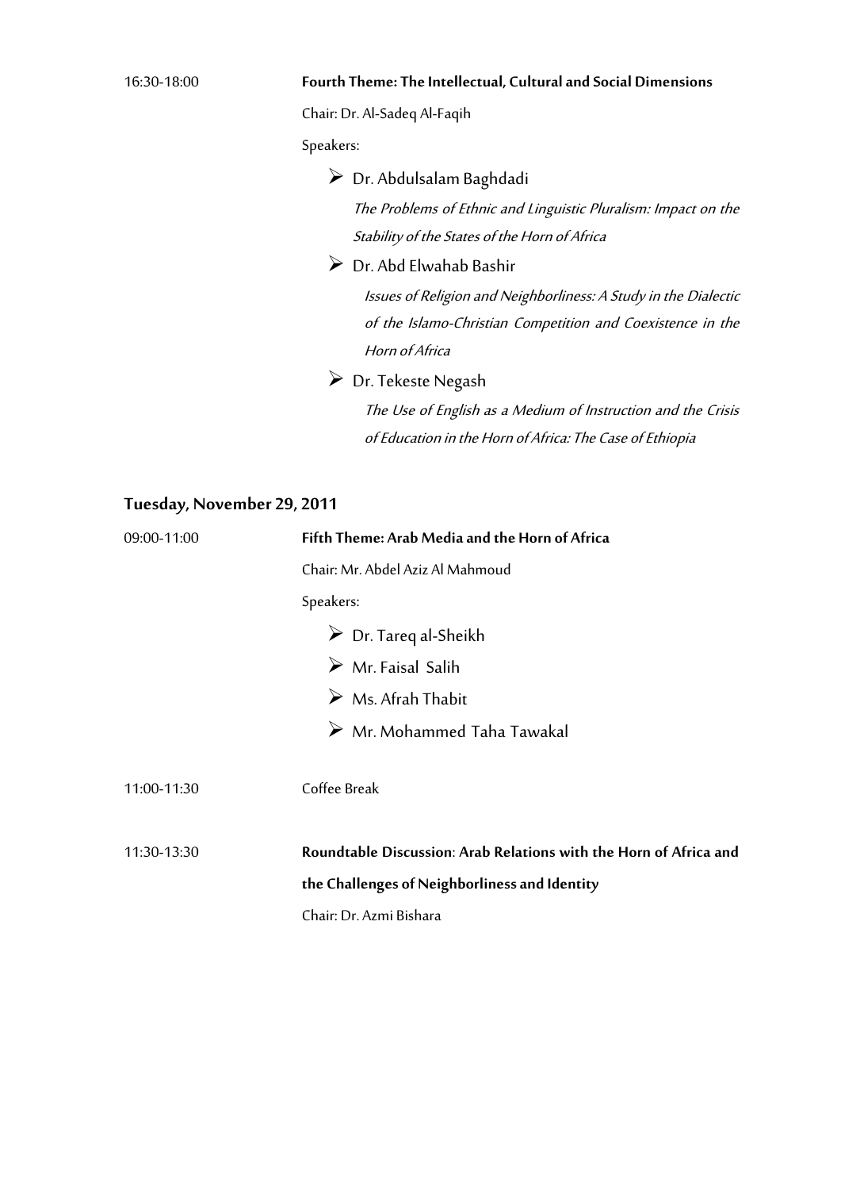16:30-18:00 **Fourth Theme: The Intellectual, Cultural and Social Dimensions**

Chair: Dr. Al-Sadeq Al-Faqih

Speakers:

- Dr. Abdulsalam Baghdadi
  *The Problems of Ethnic and Linguistic Pluralism: Impact on the Stability of the States of the Horn of Africa*
- Dr. Abd Elwahab Bashir
  *Issues of Religion and Neighborliness: A Study in the Dialectic of the Islamo-Christian Competition and Coexistence in the Horn of Africa*
- Dr. Tekeste Negash
  *The Use of English as a Medium of Instruction and the Crisis of Education in the Horn of Africa: The Case of Ethiopia*

## Tuesday, November 29, 2011

09:00-11:00 **Fifth Theme: Arab Media and the Horn of Africa**

Chair: Mr. Abdel Aziz Al Mahmoud

Speakers:

- Dr. Tareq al-Sheikh
- Mr. Faisal Salih
- Ms. Afrah Thabit
- Mr. Mohammed Taha Tawakal

11:00-11:30 Coffee Break

11:30-13:30 **Roundtable Discussion**: **Arab Relations with the Horn of Africa and the Challenges of Neighborliness and Identity**

Chair: Dr. Azmi Bishara